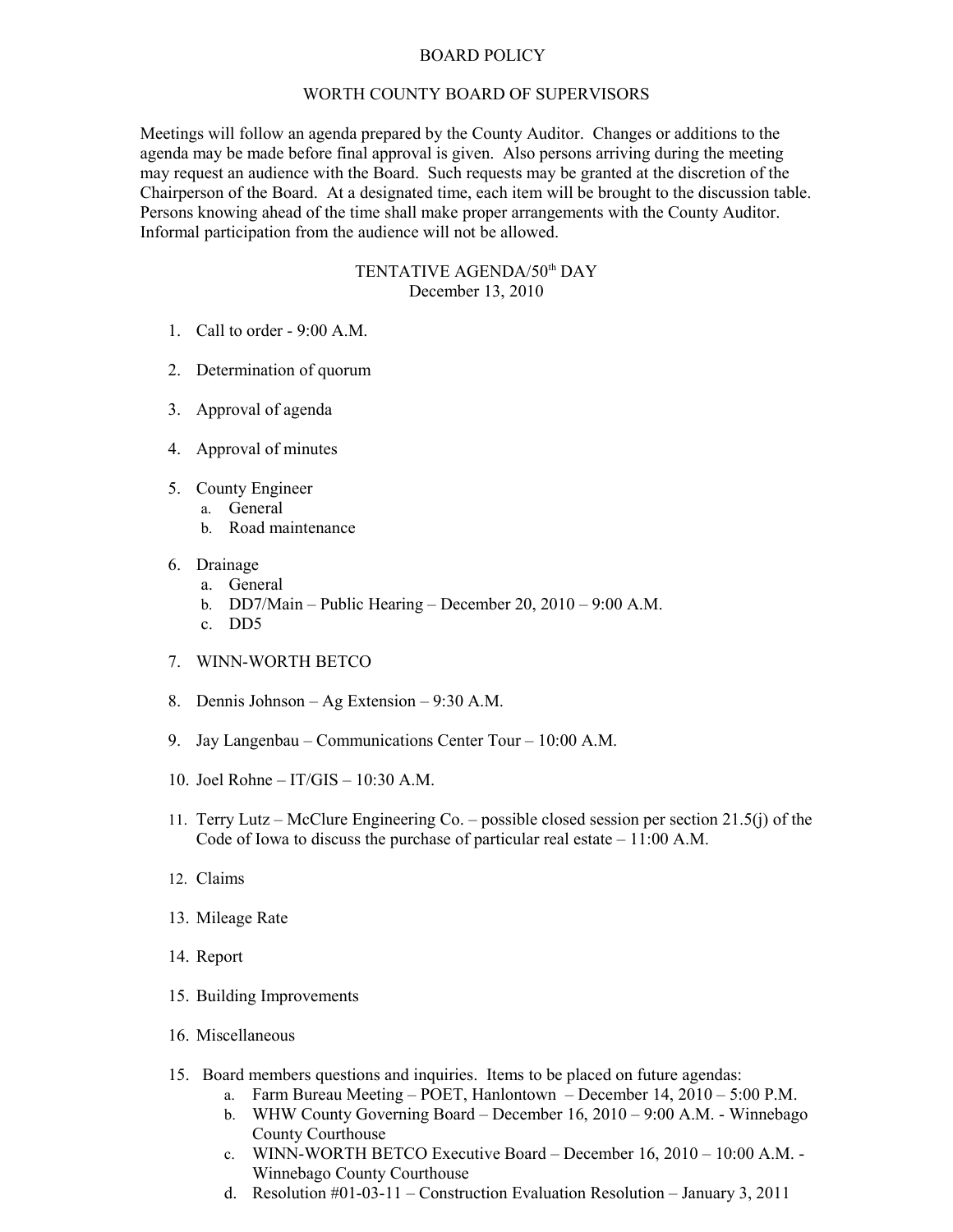# BOARD POLICY

## WORTH COUNTY BOARD OF SUPERVISORS

Meetings will follow an agenda prepared by the County Auditor. Changes or additions to the agenda may be made before final approval is given. Also persons arriving during the meeting may request an audience with the Board. Such requests may be granted at the discretion of the Chairperson of the Board. At a designated time, each item will be brought to the discussion table. Persons knowing ahead of the time shall make proper arrangements with the County Auditor. Informal participation from the audience will not be allowed.

## TENTATIVE AGENDA/50th DAY
December 13, 2010

1. Call to order - 9:00 A.M.

2. Determination of quorum

3. Approval of agenda

4. Approval of minutes

5. County Engineer
   a. General
   b. Road maintenance

6. Drainage
   a. General
   b. DD7/Main – Public Hearing – December 20, 2010 – 9:00 A.M.
   c. DD5

7. WINN-WORTH BETCO

8. Dennis Johnson – Ag Extension – 9:30 A.M.

9. Jay Langenbau – Communications Center Tour – 10:00 A.M.

10. Joel Rohne – IT/GIS – 10:30 A.M.

11. Terry Lutz – McClure Engineering Co. – possible closed session per section 21.5(j) of the Code of Iowa to discuss the purchase of particular real estate – 11:00 A.M.

12. Claims

13. Mileage Rate

14. Report

15. Building Improvements

16. Miscellaneous

15. Board members questions and inquiries. Items to be placed on future agendas:
    a. Farm Bureau Meeting – POET, Hanlontown – December 14, 2010 – 5:00 P.M.
    b. WHW County Governing Board – December 16, 2010 – 9:00 A.M. - Winnebago County Courthouse
    c. WINN-WORTH BETCO Executive Board – December 16, 2010 – 10:00 A.M. - Winnebago County Courthouse
    d. Resolution #01-03-11 – Construction Evaluation Resolution – January 3, 2011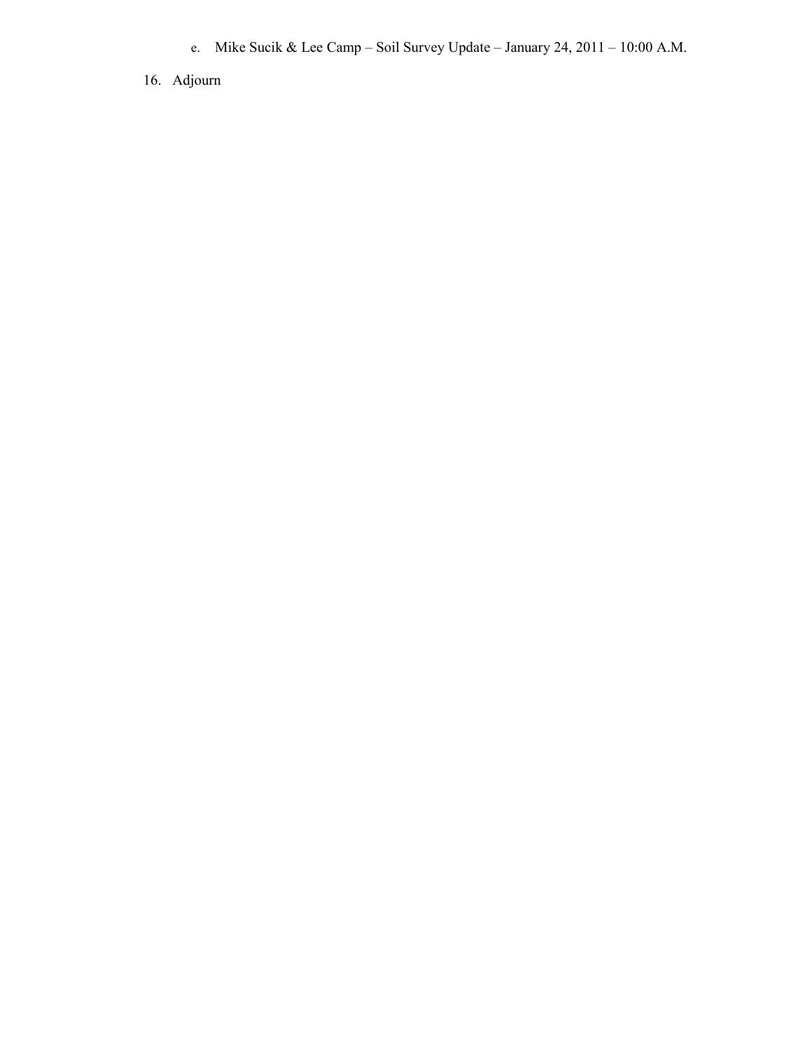e. Mike Sucik & Lee Camp – Soil Survey Update – January 24, 2011 – 10:00 A.M.

16. Adjourn